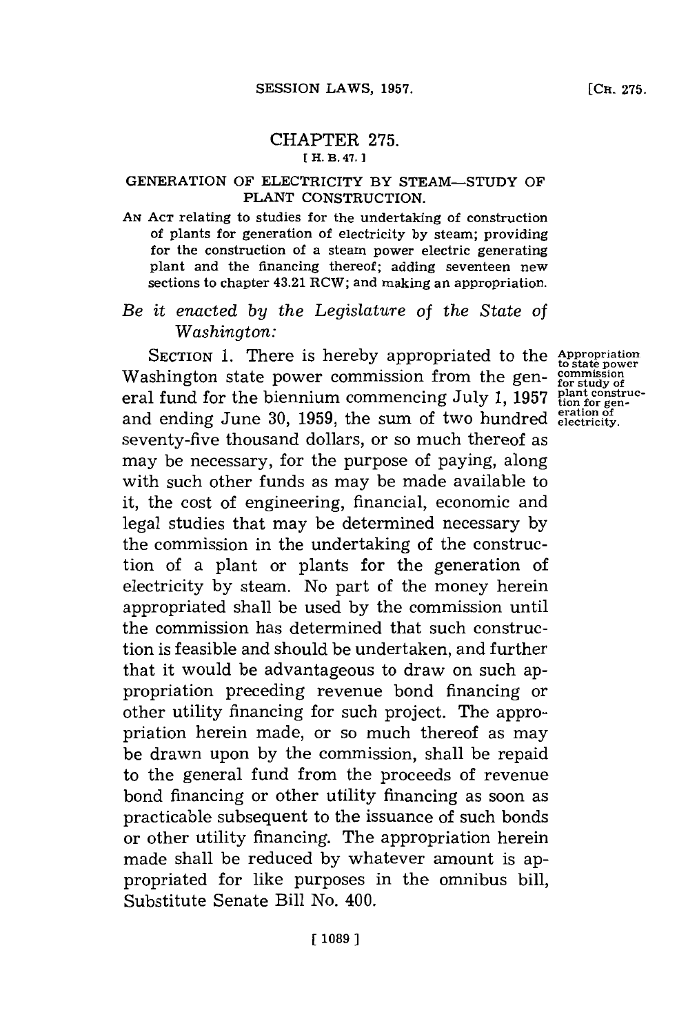# CHAPTER 275.

[H. B. 47.]

## GENERATION OF ELECTRICITY BY STEAM—STUDY OF PLANT CONSTRUCTION.

AN ACT relating to studies for the undertaking of construction of plants for generation of electricity by steam; providing for the construction of a steam power electric generating plant and the financing thereof; adding seventeen new sections to chapter 43.21 RCW; and making an appropriation.

*Be it enacted by the Legislature of the State of Washington:*

Appropriation to state power commission for study of plant construction for generation of electricity.

SECTION 1. There is hereby appropriated to the Washington state power commission from the general fund for the biennium commencing July 1, 1957 and ending June 30, 1959, the sum of two hundred seventy-five thousand dollars, or so much thereof as may be necessary, for the purpose of paying, along with such other funds as may be made available to it, the cost of engineering, financial, economic and legal studies that may be determined necessary by the commission in the undertaking of the construction of a plant or plants for the generation of electricity by steam. No part of the money herein appropriated shall be used by the commission until the commission has determined that such construction is feasible and should be undertaken, and further that it would be advantageous to draw on such appropriation preceding revenue bond financing or other utility financing for such project. The appropriation herein made, or so much thereof as may be drawn upon by the commission, shall be repaid to the general fund from the proceeds of revenue bond financing or other utility financing as soon as practicable subsequent to the issuance of such bonds or other utility financing. The appropriation herein made shall be reduced by whatever amount is appropriated for like purposes in the omnibus bill, Substitute Senate Bill No. 400.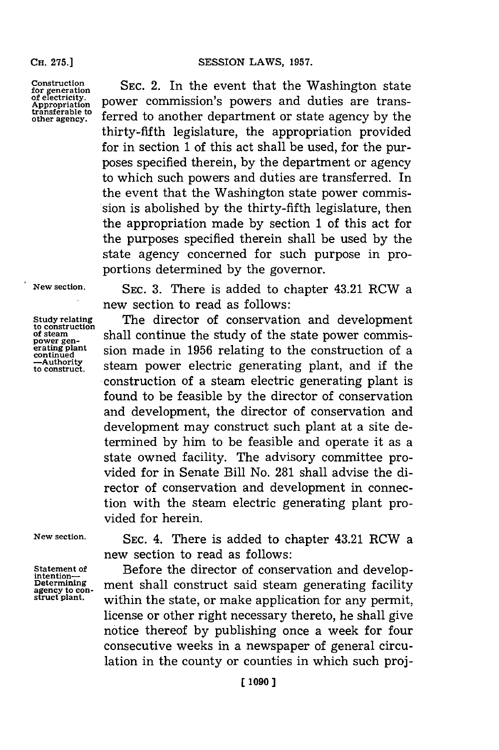Construction for generation of electricity. Appropriation transferable to other agency.

SEC. 2. In the event that the Washington state power commission's powers and duties are transferred to another department or state agency by the thirty-fifth legislature, the appropriation provided for in section 1 of this act shall be used, for the purposes specified therein, by the department or agency to which such powers and duties are transferred. In the event that the Washington state power commission is abolished by the thirty-fifth legislature, then the appropriation made by section 1 of this act for the purposes specified therein shall be used by the state agency concerned for such purpose in proportions determined by the governor.

New section.

SEC. 3. There is added to chapter 43.21 RCW a new section to read as follows:

Study relating to construction of steam power generating plant continued —Authority to construct.

The director of conservation and development shall continue the study of the state power commission made in 1956 relating to the construction of a steam power electric generating plant, and if the construction of a steam electric generating plant is found to be feasible by the director of conservation and development, the director of conservation and development may construct such plant at a site determined by him to be feasible and operate it as a state owned facility. The advisory committee provided for in Senate Bill No. 281 shall advise the director of conservation and development in connection with the steam electric generating plant provided for herein.

New section.

SEC. 4. There is added to chapter 43.21 RCW a new section to read as follows:

Statement of intention— Determining agency to construct plant.

Before the director of conservation and development shall construct said steam generating facility within the state, or make application for any permit, license or other right necessary thereto, he shall give notice thereof by publishing once a week for four consecutive weeks in a newspaper of general circulation in the county or counties in which such proj-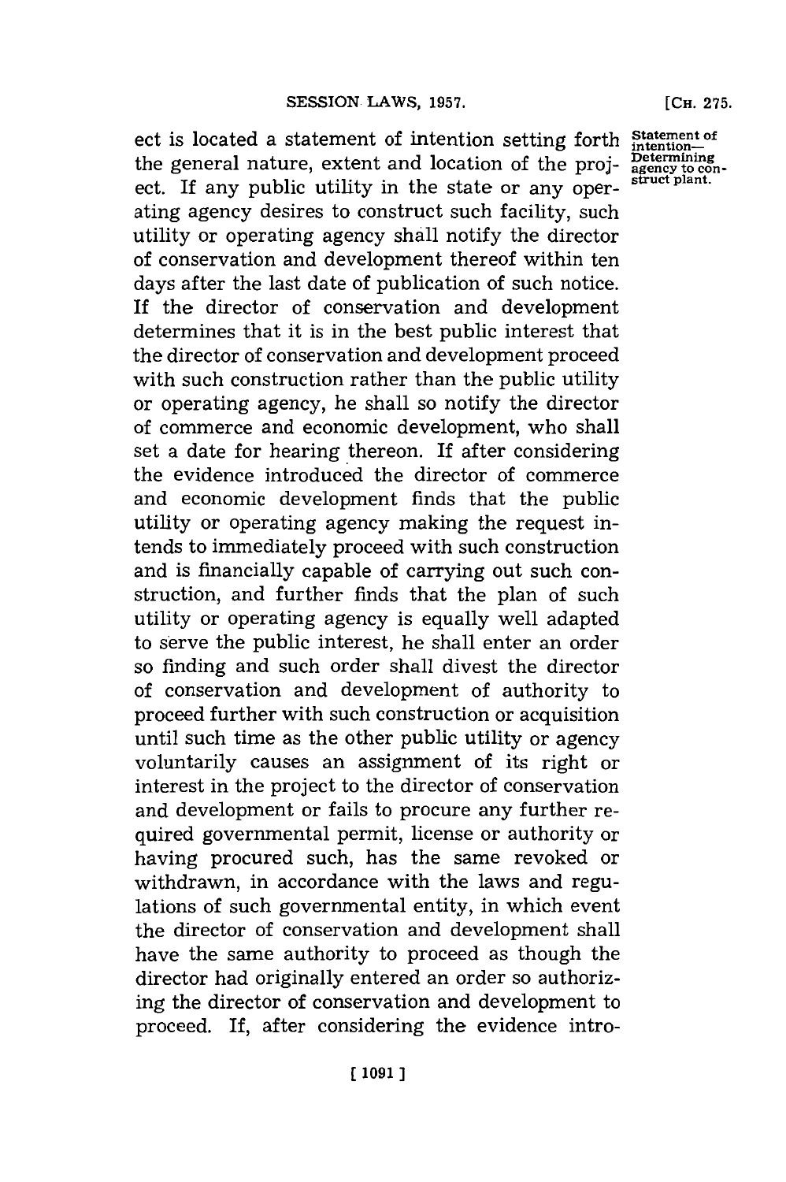ect is located a statement of intention setting forth the general nature, extent and location of the project. If any public utility in the state or any operating agency desires to construct such facility, such utility or operating agency shall notify the director of conservation and development thereof within ten days after the last date of publication of such notice. If the director of conservation and development determines that it is in the best public interest that the director of conservation and development proceed with such construction rather than the public utility or operating agency, he shall so notify the director of commerce and economic development, who shall set a date for hearing thereon. If after considering the evidence introduced the director of commerce and economic development finds that the public utility or operating agency making the request intends to immediately proceed with such construction and is financially capable of carrying out such construction, and further finds that the plan of such utility or operating agency is equally well adapted to serve the public interest, he shall enter an order so finding and such order shall divest the director of conservation and development of authority to proceed further with such construction or acquisition until such time as the other public utility or agency voluntarily causes an assignment of its right or interest in the project to the director of conservation and development or fails to procure any further required governmental permit, license or authority or having procured such, has the same revoked or withdrawn, in accordance with the laws and regulations of such governmental entity, in which event the director of conservation and development shall have the same authority to proceed as though the director had originally entered an order so authorizing the director of conservation and development to proceed. If, after considering the evidence intro-

Statement of intention—Determining agency to construct plant.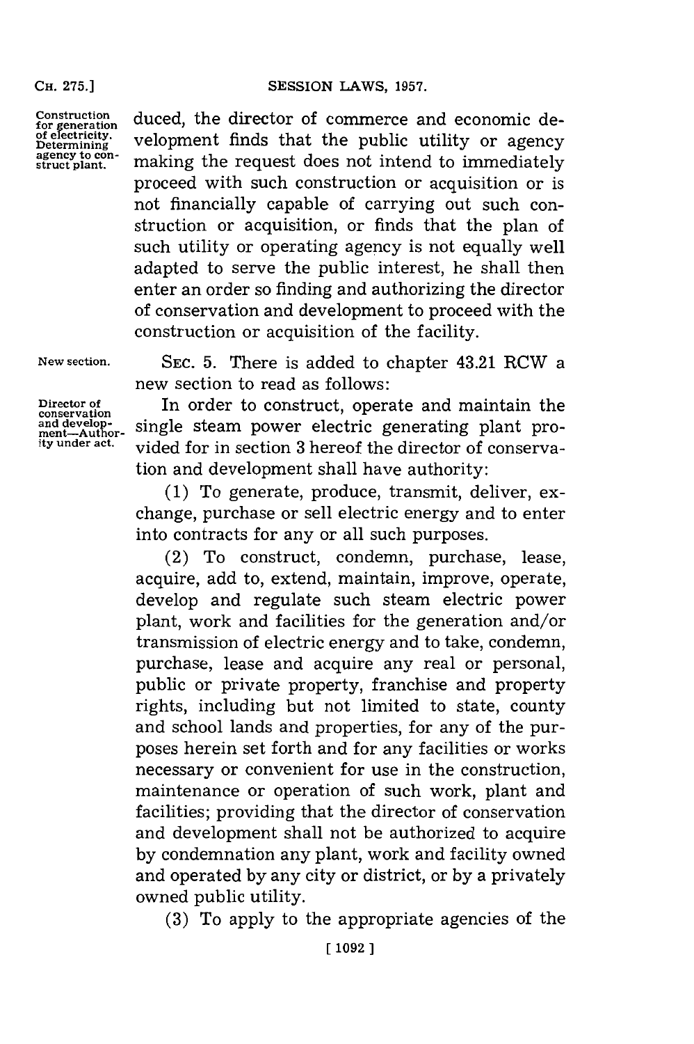Construction for generation of electricity. Determining agency to construct plant.

duced, the director of commerce and economic development finds that the public utility or agency making the request does not intend to immediately proceed with such construction or acquisition or is not financially capable of carrying out such construction or acquisition, or finds that the plan of such utility or operating agency is not equally well adapted to serve the public interest, he shall then enter an order so finding and authorizing the director of conservation and development to proceed with the construction or acquisition of the facility.

New section.

SEC. 5. There is added to chapter 43.21 RCW a new section to read as follows:

Director of conservation and development—Authority under act.

In order to construct, operate and maintain the single steam power electric generating plant provided for in section 3 hereof the director of conservation and development shall have authority:

(1) To generate, produce, transmit, deliver, exchange, purchase or sell electric energy and to enter into contracts for any or all such purposes.

(2) To construct, condemn, purchase, lease, acquire, add to, extend, maintain, improve, operate, develop and regulate such steam electric power plant, work and facilities for the generation and/or transmission of electric energy and to take, condemn, purchase, lease and acquire any real or personal, public or private property, franchise and property rights, including but not limited to state, county and school lands and properties, for any of the purposes herein set forth and for any facilities or works necessary or convenient for use in the construction, maintenance or operation of such work, plant and facilities; providing that the director of conservation and development shall not be authorized to acquire by condemnation any plant, work and facility owned and operated by any city or district, or by a privately owned public utility.

(3) To apply to the appropriate agencies of the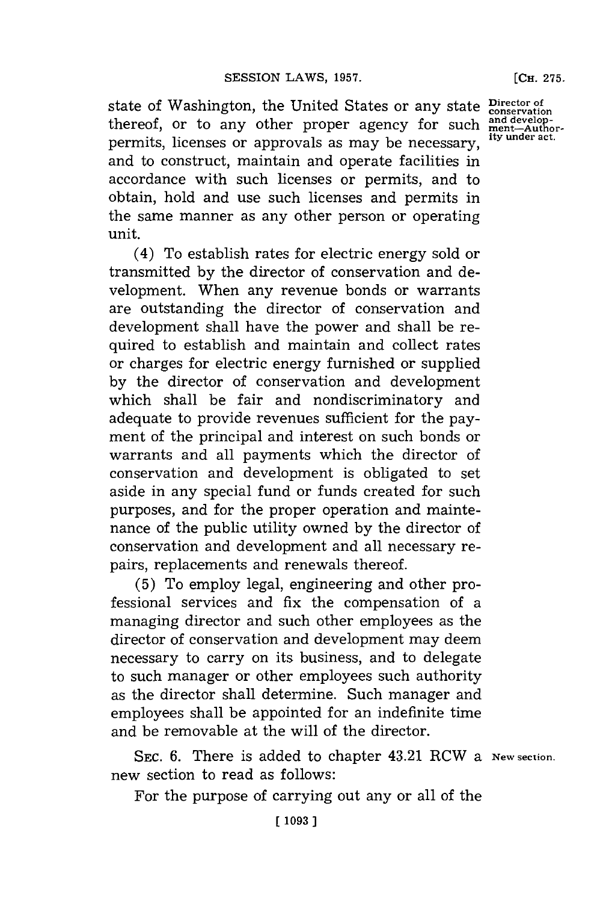state of Washington, the United States or any state thereof, or to any other proper agency for such permits, licenses or approvals as may be necessary, and to construct, maintain and operate facilities in accordance with such licenses or permits, and to obtain, hold and use such licenses and permits in the same manner as any other person or operating unit.

Director of conservation and development—Authority under act.

(4) To establish rates for electric energy sold or transmitted by the director of conservation and development. When any revenue bonds or warrants are outstanding the director of conservation and development shall have the power and shall be required to establish and maintain and collect rates or charges for electric energy furnished or supplied by the director of conservation and development which shall be fair and nondiscriminatory and adequate to provide revenues sufficient for the payment of the principal and interest on such bonds or warrants and all payments which the director of conservation and development is obligated to set aside in any special fund or funds created for such purposes, and for the proper operation and maintenance of the public utility owned by the director of conservation and development and all necessary repairs, replacements and renewals thereof.

(5) To employ legal, engineering and other professional services and fix the compensation of a managing director and such other employees as the director of conservation and development may deem necessary to carry on its business, and to delegate to such manager or other employees such authority as the director shall determine. Such manager and employees shall be appointed for an indefinite time and be removable at the will of the director.

SEC. 6. There is added to chapter 43.21 RCW a new section to read as follows:

New section.

For the purpose of carrying out any or all of the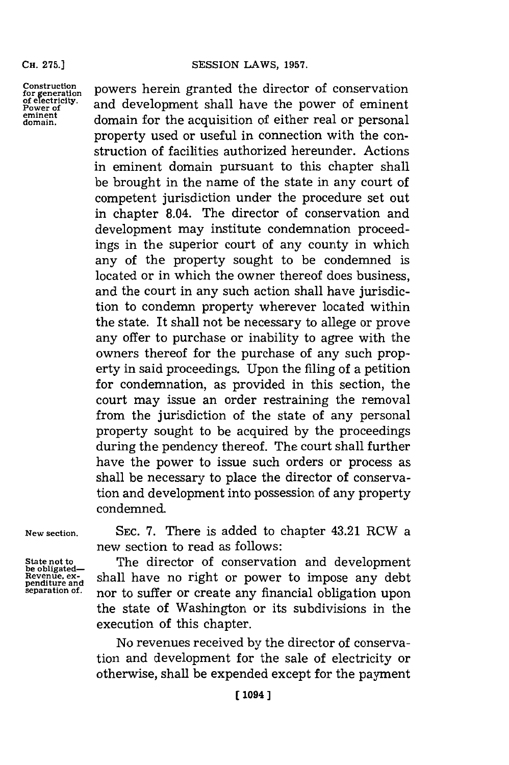Construction for generation of electricity. Power of eminent domain.

powers herein granted the director of conservation and development shall have the power of eminent domain for the acquisition of either real or personal property used or useful in connection with the construction of facilities authorized hereunder. Actions in eminent domain pursuant to this chapter shall be brought in the name of the state in any court of competent jurisdiction under the procedure set out in chapter 8.04. The director of conservation and development may institute condemnation proceedings in the superior court of any county in which any of the property sought to be condemned is located or in which the owner thereof does business, and the court in any such action shall have jurisdiction to condemn property wherever located within the state. It shall not be necessary to allege or prove any offer to purchase or inability to agree with the owners thereof for the purchase of any such property in said proceedings. Upon the filing of a petition for condemnation, as provided in this section, the court may issue an order restraining the removal from the jurisdiction of the state of any personal property sought to be acquired by the proceedings during the pendency thereof. The court shall further have the power to issue such orders or process as shall be necessary to place the director of conservation and development into possession of any property condemned.

New section.

SEC. 7. There is added to chapter 43.21 RCW a new section to read as follows:

State not to be obligated—Revenue, expenditure and separation of.

The director of conservation and development shall have no right or power to impose any debt nor to suffer or create any financial obligation upon the state of Washington or its subdivisions in the execution of this chapter.

No revenues received by the director of conservation and development for the sale of electricity or otherwise, shall be expended except for the payment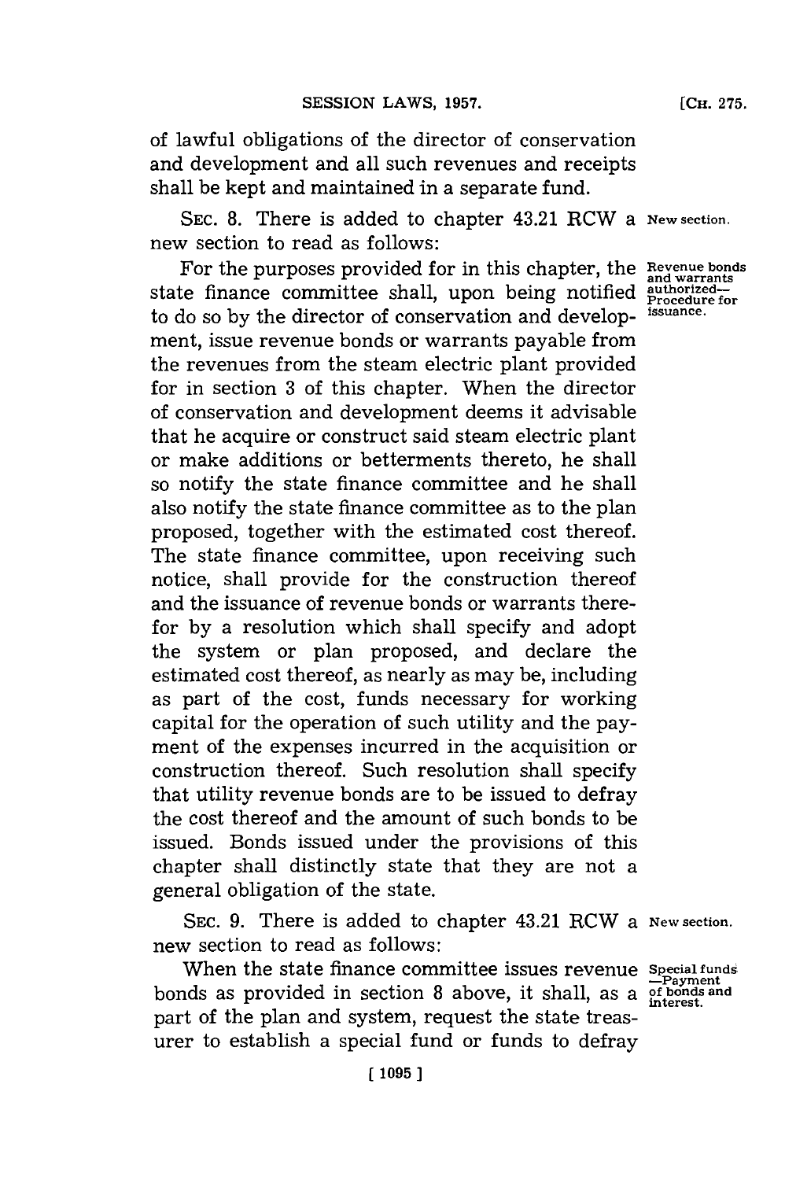of lawful obligations of the director of conservation and development and all such revenues and receipts shall be kept and maintained in a separate fund.

SEC. 8. There is added to chapter 43.21 RCW a new section to read as follows: **New section.**

**Revenue bonds and warrants authorized—Procedure for issuance.** For the purposes provided for in this chapter, the state finance committee shall, upon being notified to do so by the director of conservation and development, issue revenue bonds or warrants payable from the revenues from the steam electric plant provided for in section 3 of this chapter. When the director of conservation and development deems it advisable that he acquire or construct said steam electric plant or make additions or betterments thereto, he shall so notify the state finance committee and he shall also notify the state finance committee as to the plan proposed, together with the estimated cost thereof. The state finance committee, upon receiving such notice, shall provide for the construction thereof and the issuance of revenue bonds or warrants therefor by a resolution which shall specify and adopt the system or plan proposed, and declare the estimated cost thereof, as nearly as may be, including as part of the cost, funds necessary for working capital for the operation of such utility and the payment of the expenses incurred in the acquisition or construction thereof. Such resolution shall specify that utility revenue bonds are to be issued to defray the cost thereof and the amount of such bonds to be issued. Bonds issued under the provisions of this chapter shall distinctly state that they are not a general obligation of the state.

SEC. 9. There is added to chapter 43.21 RCW a new section to read as follows: **New section.**

**Special funds—Payment of bonds and interest.** When the state finance committee issues revenue bonds as provided in section 8 above, it shall, as a part of the plan and system, request the state treasurer to establish a special fund or funds to defray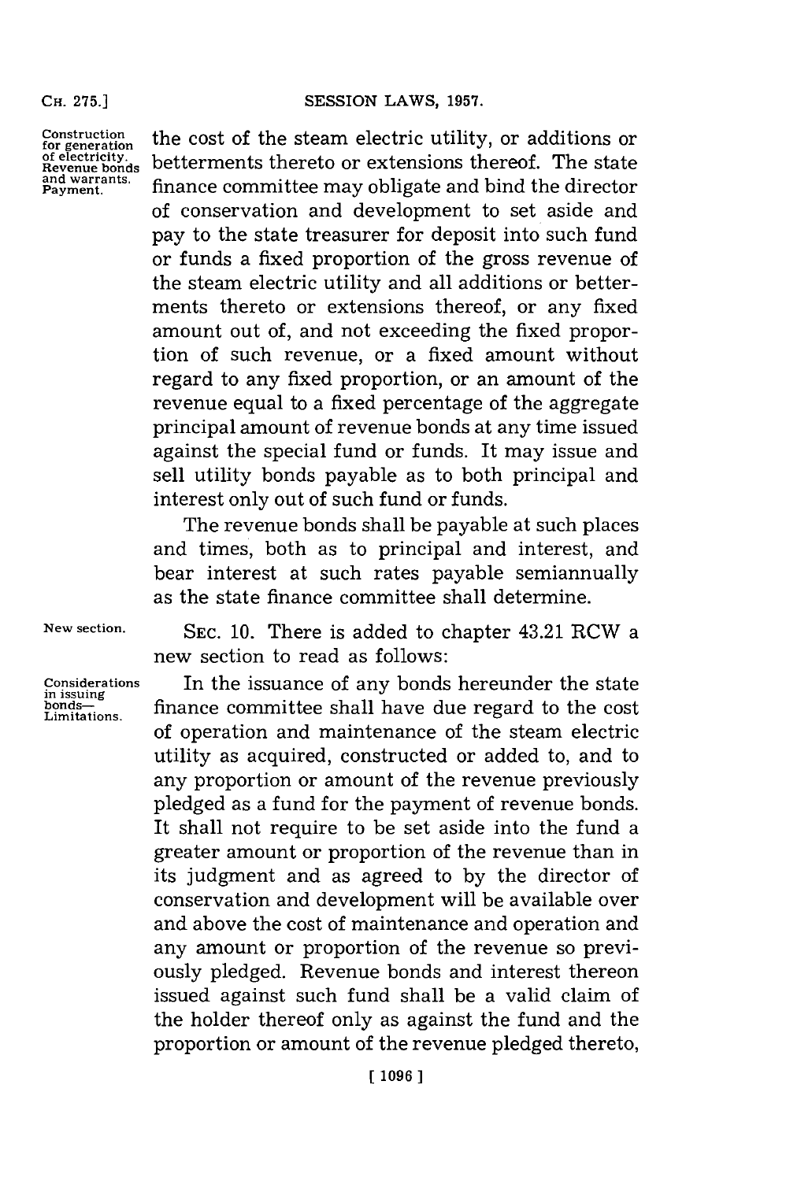the cost of the steam electric utility, or additions or betterments thereto or extensions thereof. The state finance committee may obligate and bind the director of conservation and development to set aside and pay to the state treasurer for deposit into such fund or funds a fixed proportion of the gross revenue of the steam electric utility and all additions or betterments thereto or extensions thereof, or any fixed amount out of, and not exceeding the fixed proportion of such revenue, or a fixed amount without regard to any fixed proportion, or an amount of the revenue equal to a fixed percentage of the aggregate principal amount of revenue bonds at any time issued against the special fund or funds. It may issue and sell utility bonds payable as to both principal and interest only out of such fund or funds.

*Construction for generation of electricity. Revenue bonds and warrants. Payment.*

The revenue bonds shall be payable at such places and times, both as to principal and interest, and bear interest at such rates payable semiannually as the state finance committee shall determine.

*New section.*

SEC. 10. There is added to chapter 43.21 RCW a new section to read as follows:

*Considerations in issuing bonds—Limitations.*

In the issuance of any bonds hereunder the state finance committee shall have due regard to the cost of operation and maintenance of the steam electric utility as acquired, constructed or added to, and to any proportion or amount of the revenue previously pledged as a fund for the payment of revenue bonds. It shall not require to be set aside into the fund a greater amount or proportion of the revenue than in its judgment and as agreed to by the director of conservation and development will be available over and above the cost of maintenance and operation and any amount or proportion of the revenue so previously pledged. Revenue bonds and interest thereon issued against such fund shall be a valid claim of the holder thereof only as against the fund and the proportion or amount of the revenue pledged thereto,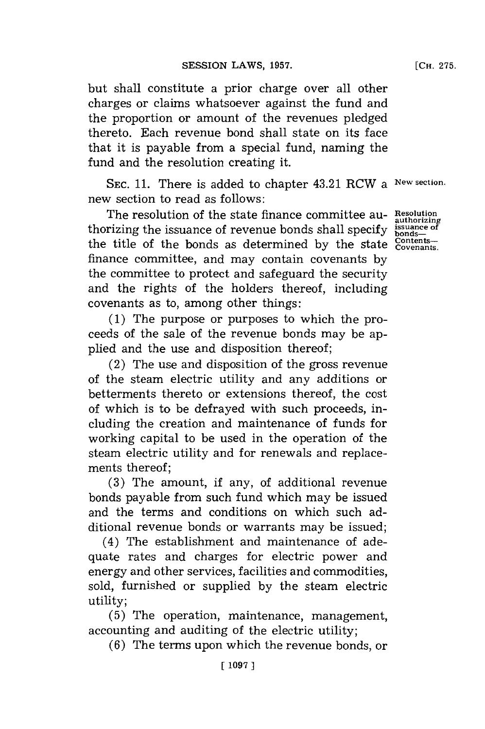but shall constitute a prior charge over all other charges or claims whatsoever against the fund and the proportion or amount of the revenues pledged thereto. Each revenue bond shall state on its face that it is payable from a special fund, naming the fund and the resolution creating it.

SEC. 11. There is added to chapter 43.21 RCW a new section to read as follows: *New section.*

*Resolution authorizing issuance of bonds—Contents—Covenants.*

The resolution of the state finance committee authorizing the issuance of revenue bonds shall specify the title of the bonds as determined by the state finance committee, and may contain covenants by the committee to protect and safeguard the security and the rights of the holders thereof, including covenants as to, among other things:

(1) The purpose or purposes to which the proceeds of the sale of the revenue bonds may be applied and the use and disposition thereof;

(2) The use and disposition of the gross revenue of the steam electric utility and any additions or betterments thereto or extensions thereof, the cost of which is to be defrayed with such proceeds, including the creation and maintenance of funds for working capital to be used in the operation of the steam electric utility and for renewals and replacements thereof;

(3) The amount, if any, of additional revenue bonds payable from such fund which may be issued and the terms and conditions on which such additional revenue bonds or warrants may be issued;

(4) The establishment and maintenance of adequate rates and charges for electric power and energy and other services, facilities and commodities, sold, furnished or supplied by the steam electric utility;

(5) The operation, maintenance, management, accounting and auditing of the electric utility;

(6) The terms upon which the revenue bonds, or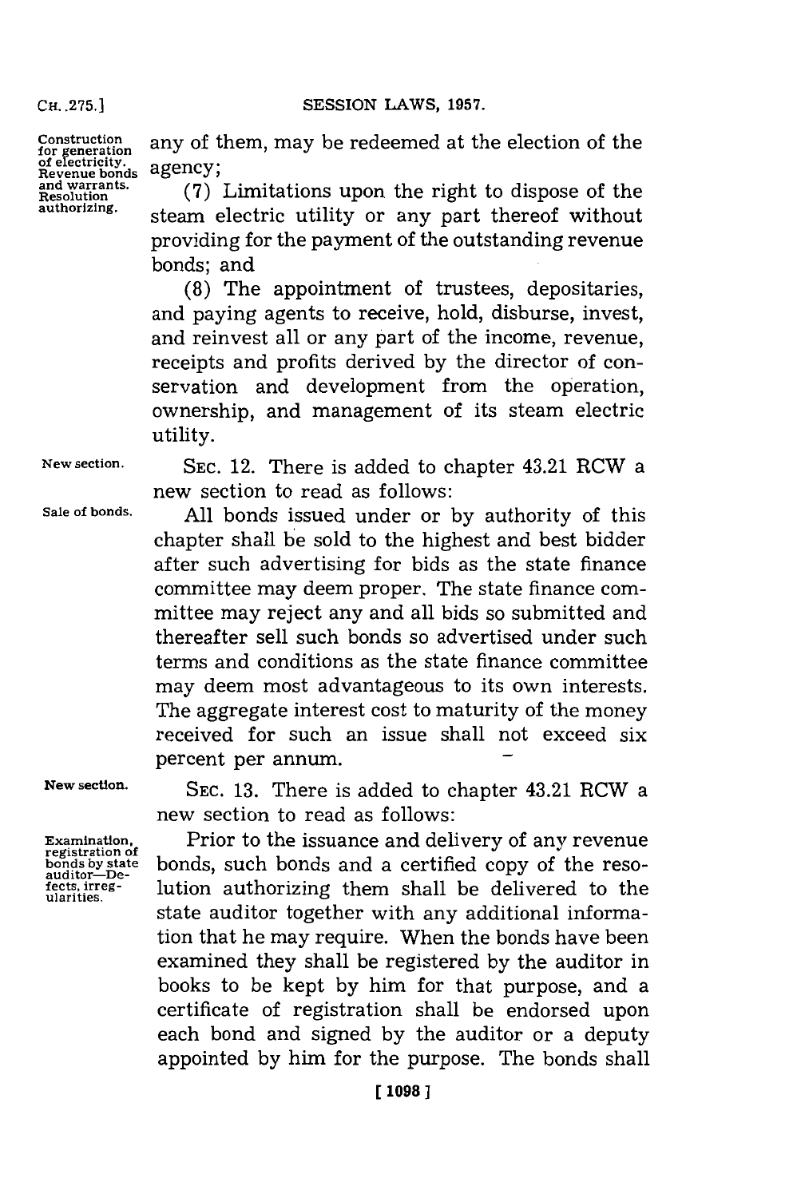any of them, may be redeemed at the election of the agency;

(7) Limitations upon the right to dispose of the steam electric utility or any part thereof without providing for the payment of the outstanding revenue bonds; and

(8) The appointment of trustees, depositaries, and paying agents to receive, hold, disburse, invest, and reinvest all or any part of the income, revenue, receipts and profits derived by the director of conservation and development from the operation, ownership, and management of its steam electric utility.

Construction for generation of electricity. Revenue bonds and warrants. Resolution authorizing.

New section.

SEC. 12. There is added to chapter 43.21 RCW a new section to read as follows:

Sale of bonds.

All bonds issued under or by authority of this chapter shall be sold to the highest and best bidder after such advertising for bids as the state finance committee may deem proper. The state finance committee may reject any and all bids so submitted and thereafter sell such bonds so advertised under such terms and conditions as the state finance committee may deem most advantageous to its own interests. The aggregate interest cost to maturity of the money received for such an issue shall not exceed six percent per annum.

New section.

SEC. 13. There is added to chapter 43.21 RCW a new section to read as follows:

Examination, registration of bonds by state auditor—Defects, irregularities.

Prior to the issuance and delivery of any revenue bonds, such bonds and a certified copy of the resolution authorizing them shall be delivered to the state auditor together with any additional information that he may require. When the bonds have been examined they shall be registered by the auditor in books to be kept by him for that purpose, and a certificate of registration shall be endorsed upon each bond and signed by the auditor or a deputy appointed by him for the purpose. The bonds shall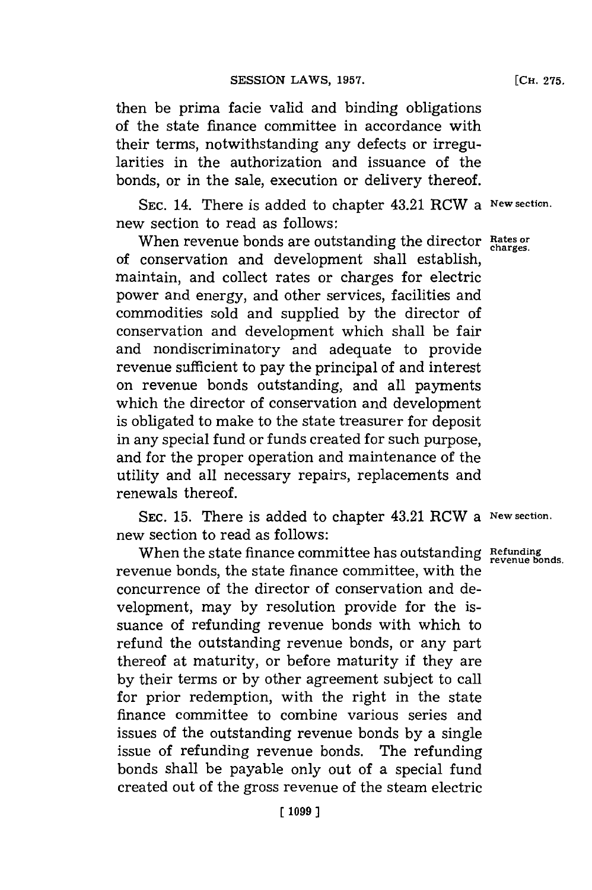then be prima facie valid and binding obligations of the state finance committee in accordance with their terms, notwithstanding any defects or irregularities in the authorization and issuance of the bonds, or in the sale, execution or delivery thereof.

SEC. 14. There is added to chapter 43.21 RCW a new section to read as follows: **New section.**

**Rates or charges.** When revenue bonds are outstanding the director of conservation and development shall establish, maintain, and collect rates or charges for electric power and energy, and other services, facilities and commodities sold and supplied by the director of conservation and development which shall be fair and nondiscriminatory and adequate to provide revenue sufficient to pay the principal of and interest on revenue bonds outstanding, and all payments which the director of conservation and development is obligated to make to the state treasurer for deposit in any special fund or funds created for such purpose, and for the proper operation and maintenance of the utility and all necessary repairs, replacements and renewals thereof.

SEC. 15. There is added to chapter 43.21 RCW a new section to read as follows: **New section.**

**Refunding revenue bonds.** When the state finance committee has outstanding revenue bonds, the state finance committee, with the concurrence of the director of conservation and development, may by resolution provide for the issuance of refunding revenue bonds with which to refund the outstanding revenue bonds, or any part thereof at maturity, or before maturity if they are by their terms or by other agreement subject to call for prior redemption, with the right in the state finance committee to combine various series and issues of the outstanding revenue bonds by a single issue of refunding revenue bonds. The refunding bonds shall be payable only out of a special fund created out of the gross revenue of the steam electric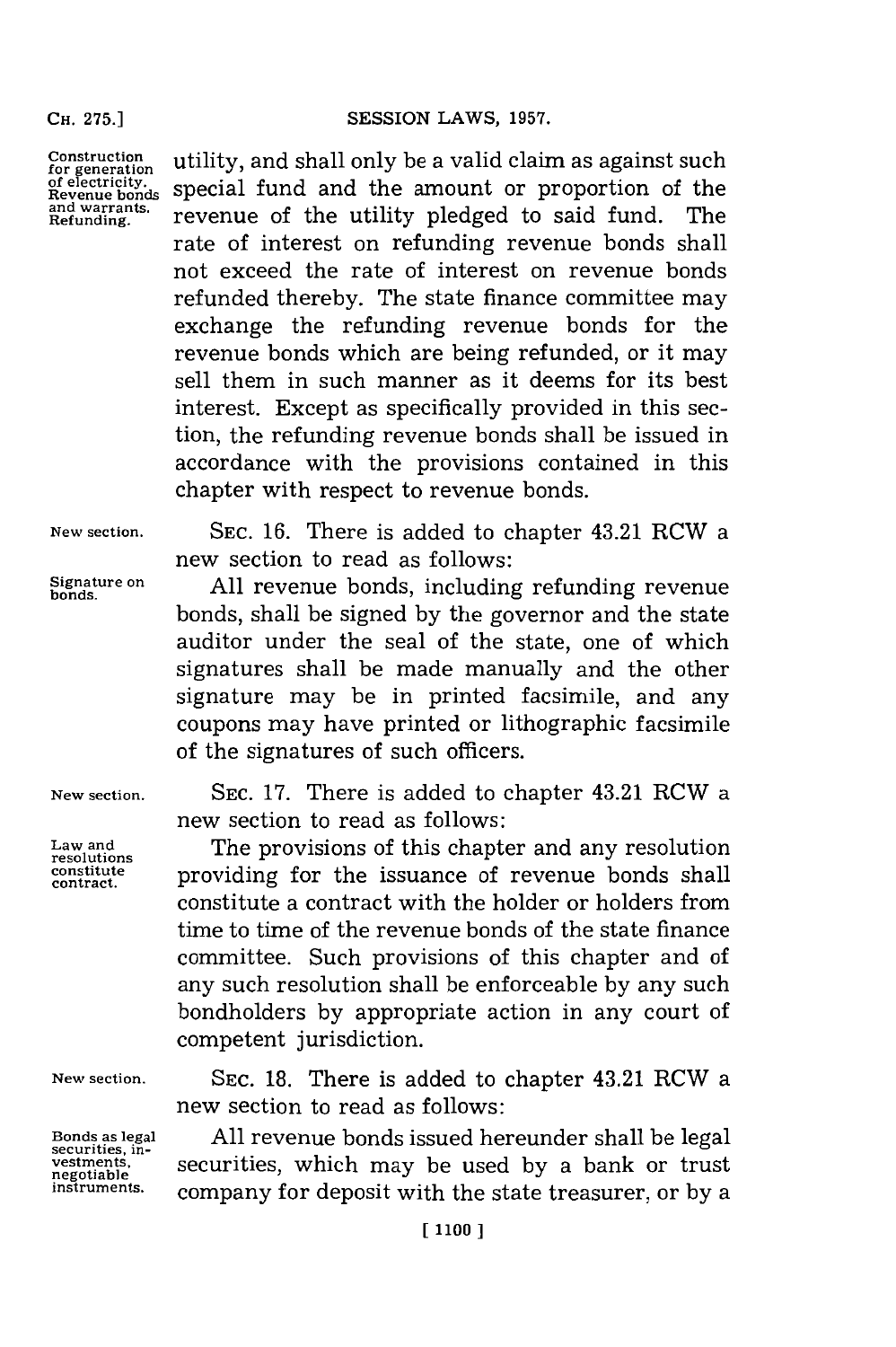utility, and shall only be a valid claim as against such special fund and the amount or proportion of the revenue of the utility pledged to said fund. The rate of interest on refunding revenue bonds shall not exceed the rate of interest on revenue bonds refunded thereby. The state finance committee may exchange the refunding revenue bonds for the revenue bonds which are being refunded, or it may sell them in such manner as it deems for its best interest. Except as specifically provided in this section, the refunding revenue bonds shall be issued in accordance with the provisions contained in this chapter with respect to revenue bonds.

*Construction for generation of electricity. Revenue bonds and warrants. Refunding.*

*New section.*

SEC. 16. There is added to chapter 43.21 RCW a new section to read as follows:

*Signature on bonds.*

All revenue bonds, including refunding revenue bonds, shall be signed by the governor and the state auditor under the seal of the state, one of which signatures shall be made manually and the other signature may be in printed facsimile, and any coupons may have printed or lithographic facsimile of the signatures of such officers.

*New section.*

SEC. 17. There is added to chapter 43.21 RCW a new section to read as follows:

*Law and resolutions constitute contract.*

The provisions of this chapter and any resolution providing for the issuance of revenue bonds shall constitute a contract with the holder or holders from time to time of the revenue bonds of the state finance committee. Such provisions of this chapter and of any such resolution shall be enforceable by any such bondholders by appropriate action in any court of competent jurisdiction.

*New section.*

SEC. 18. There is added to chapter 43.21 RCW a new section to read as follows:

*Bonds as legal securities, investments, negotiable instruments.*

All revenue bonds issued hereunder shall be legal securities, which may be used by a bank or trust company for deposit with the state treasurer, or by a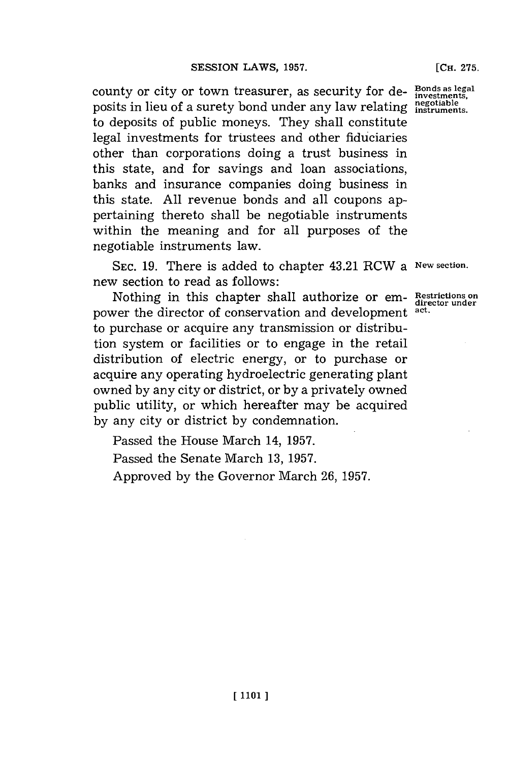county or city or town treasurer, as security for deposits in lieu of a surety bond under any law relating to deposits of public moneys. They shall constitute legal investments for trustees and other fiduciaries other than corporations doing a trust business in this state, and for savings and loan associations, banks and insurance companies doing business in this state. All revenue bonds and all coupons appertaining thereto shall be negotiable instruments within the meaning and for all purposes of the negotiable instruments law.

Bonds as legal investments, negotiable instruments.

SEC. 19. There is added to chapter 43.21 RCW a new section to read as follows:

New section.

Nothing in this chapter shall authorize or empower the director of conservation and development to purchase or acquire any transmission or distribution system or facilities or to engage in the retail distribution of electric energy, or to purchase or acquire any operating hydroelectric generating plant owned by any city or district, or by a privately owned public utility, or which hereafter may be acquired by any city or district by condemnation.

Restrictions on director under act.

Passed the House March 14, 1957.

Passed the Senate March 13, 1957.

Approved by the Governor March 26, 1957.